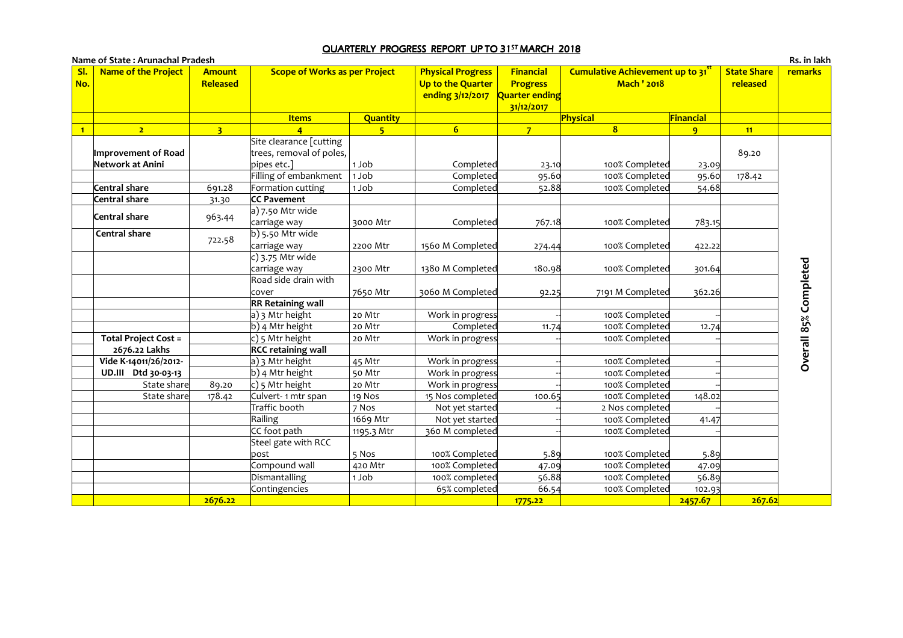# QUARTERLY PROGRESS REPORT UP TO 31ST MARCH 2018

**Name of State : Arunachal Pradesh** — Rs. in lakh

| Sl. No. | Name of the Project | Amount Released | Scope of Works as per Project | | Physical Progress Up to the Quarter ending 3/12/2017 | Financial Progress Quarter ending 31/12/2017 | Cumulative Achievement up to 31st Mach ' 2018 | | State Share released | remarks |
|---|---|---|---|---|---|---|---|---|---|---|
| | | | Items | Quantity | | | Physical | Financial | | |
| 1 | 2 | 3 | 4 | 5 | 6 | 7 | 8 | 9 | 11 | |
| | Improvement of Road Network at Anini | | Site clearance [cutting trees, removal of poles, pipes etc.] | 1 Job | Completed | 23.10 | 100% Completed | 23.09 | 89.20 | Overall 85% Completed |
| | | | Filling of embankment | 1 Job | Completed | 95.60 | 100% Completed | 95.60 | 178.42 | |
| | Central share | 691.28 | Formation cutting | 1 Job | Completed | 52.88 | 100% Completed | 54.68 | | |
| | Central share | 31.30 | CC Pavement | | | | | | | |
| | Central share | 963.44 | a) 7.50 Mtr wide carriage way | 3000 Mtr | Completed | 767.18 | 100% Completed | 783.15 | | |
| | Central share | 722.58 | b) 5.50 Mtr wide carriage way | 2200 Mtr | 1560 M Completed | 274.44 | 100% Completed | 422.22 | | |
| | | | c) 3.75 Mtr wide carriage way | 2300 Mtr | 1380 M Completed | 180.98 | 100% Completed | 301.64 | | |
| | | | Road side drain with cover | 7650 Mtr | 3060 M Completed | 92.25 | 7191 M Completed | 362.26 | | |
| | | | RR Retaining wall | | | | | | | |
| | | | a) 3 Mtr height | 20 Mtr | Work in progress | -- | 100% Completed | -- | | |
| | | | b) 4 Mtr height | 20 Mtr | Completed | 11.74 | 100% Completed | 12.74 | | |
| | Total Project Cost = 2676.22 Lakhs | | c) 5 Mtr height | 20 Mtr | Work in progress | -- | 100% Completed | -- | | |
| | | | RCC retaining wall | | | | | | | |
| | Vide K-14011/26/2012-UD.III Dtd 30-03-13 | | a) 3 Mtr height | 45 Mtr | Work in progress | -- | 100% Completed | -- | | |
| | | | b) 4 Mtr height | 50 Mtr | Work in progress | -- | 100% Completed | -- | | |
| | State share | 89.20 | c) 5 Mtr height | 20 Mtr | Work in progress | -- | 100% Completed | -- | | |
| | State share | 178.42 | Culvert- 1 mtr span | 19 Nos | 15 Nos completed | 100.65 | 100% Completed | 148.02 | | |
| | | | Traffic booth | 7 Nos | Not yet started | -- | 2 Nos completed | -- | | |
| | | | Railing | 1669 Mtr | Not yet started | -- | 100% Completed | 41.47 | | |
| | | | CC foot path | 1195.3 Mtr | 360 M completed | -- | 100% Completed | -- | | |
| | | | Steel gate with RCC post | 5 Nos | 100% Completed | 5.89 | 100% Completed | 5.89 | | |
| | | | Compound wall | 420 Mtr | 100% Completed | 47.09 | 100% Completed | 47.09 | | |
| | | | Dismantalling | 1 Job | 100% completed | 56.88 | 100% Completed | 56.89 | | |
| | | | Contingencies | | 65% completed | 66.54 | 100% Completed | 102.93 | | |
| | | 2676.22 | | | | 1775.22 | | 2457.67 | 267.62 | |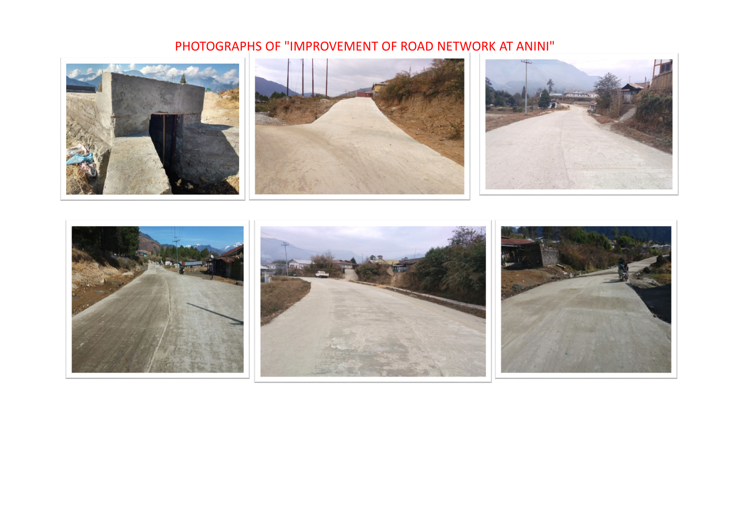# PHOTOGRAPHS OF "IMPROVEMENT OF ROAD NETWORK AT ANINI"